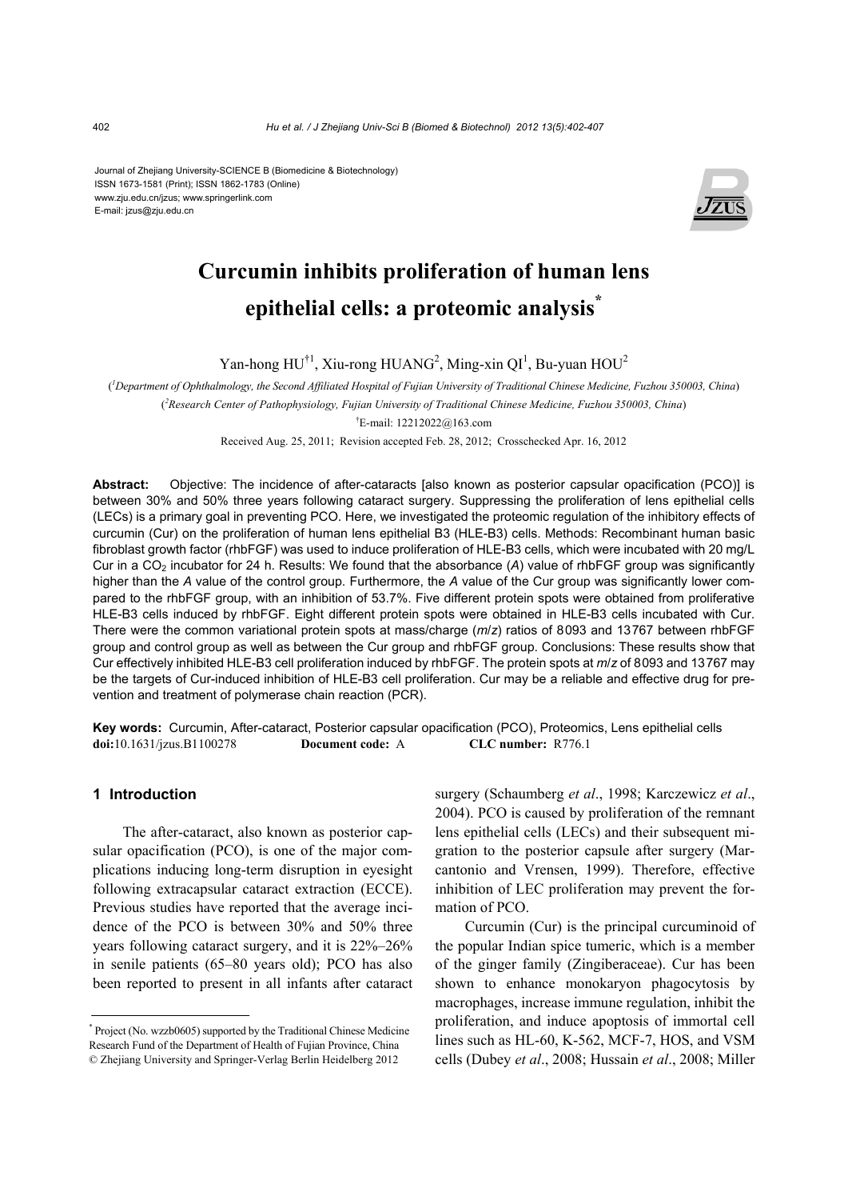Journal of Zhejiang University-SCIENCE B (Biomedicine & Biotechnology)
ISSN 1673-1581 (Print); ISSN 1862-1783 (Online)
www.zju.edu.cn/jzus; www.springerlink.com
E-mail: jzus@zju.edu.cn

# Curcumin inhibits proliferation of human lens epithelial cells: a proteomic analysis*

Yan-hong HU†1, Xiu-rong HUANG[2], Ming-xin QI[1], Bu-yuan HOU[2]

([1]Department of Ophthalmology, the Second Affiliated Hospital of Fujian University of Traditional Chinese Medicine, Fuzhou 350003, China)

([2]Research Center of Pathophysiology, Fujian University of Traditional Chinese Medicine, Fuzhou 350003, China)

†E-mail: 12212022@163.com

Received Aug. 25, 2011; Revision accepted Feb. 28, 2012; Crosschecked Apr. 16, 2012

**Abstract:** Objective: The incidence of after-cataracts [also known as posterior capsular opacification (PCO)] is between 30% and 50% three years following cataract surgery. Suppressing the proliferation of lens epithelial cells (LECs) is a primary goal in preventing PCO. Here, we investigated the proteomic regulation of the inhibitory effects of curcumin (Cur) on the proliferation of human lens epithelial B3 (HLE-B3) cells. Methods: Recombinant human basic fibroblast growth factor (rhbFGF) was used to induce proliferation of HLE-B3 cells, which were incubated with 20 mg/L Cur in a $CO_2$ incubator for 24 h. Results: We found that the absorbance (*A*) value of rhbFGF group was significantly higher than the *A* value of the control group. Furthermore, the *A* value of the Cur group was significantly lower compared to the rhbFGF group, with an inhibition of 53.7%. Five different protein spots were obtained from proliferative HLE-B3 cells induced by rhbFGF. Eight different protein spots were obtained in HLE-B3 cells incubated with Cur. There were the common variational protein spots at mass/charge (*m*/*z*) ratios of 8093 and 13767 between rhbFGF group and control group as well as between the Cur group and rhbFGF group. Conclusions: These results show that Cur effectively inhibited HLE-B3 cell proliferation induced by rhbFGF. The protein spots at *m*/*z* of 8093 and 13767 may be the targets of Cur-induced inhibition of HLE-B3 cell proliferation. Cur may be a reliable and effective drug for prevention and treatment of polymerase chain reaction (PCR).

**Key words:** Curcumin, After-cataract, Posterior capsular opacification (PCO), Proteomics, Lens epithelial cells
**doi:**10.1631/jzus.B1100278 **Document code:** A **CLC number:** R776.1

## 1 Introduction

The after-cataract, also known as posterior capsular opacification (PCO), is one of the major complications inducing long-term disruption in eyesight following extracapsular cataract extraction (ECCE). Previous studies have reported that the average incidence of the PCO is between 30% and 50% three years following cataract surgery, and it is 22%–26% in senile patients (65–80 years old); PCO has also been reported to present in all infants after cataract surgery (Schaumberg *et al*., 1998; Karczewicz *et al*., 2004). PCO is caused by proliferation of the remnant lens epithelial cells (LECs) and their subsequent migration to the posterior capsule after surgery (Marcantonio and Vrensen, 1999). Therefore, effective inhibition of LEC proliferation may prevent the formation of PCO.

Curcumin (Cur) is the principal curcuminoid of the popular Indian spice tumeric, which is a member of the ginger family (Zingiberaceae). Cur has been shown to enhance monokaryon phagocytosis by macrophages, increase immune regulation, inhibit the proliferation, and induce apoptosis of immortal cell lines such as HL-60, K-562, MCF-7, HOS, and VSM cells (Dubey *et al*., 2008; Hussain *et al*., 2008; Miller

---

* Project (No. wzzb0605) supported by the Traditional Chinese Medicine Research Fund of the Department of Health of Fujian Province, China
© Zhejiang University and Springer-Verlag Berlin Heidelberg 2012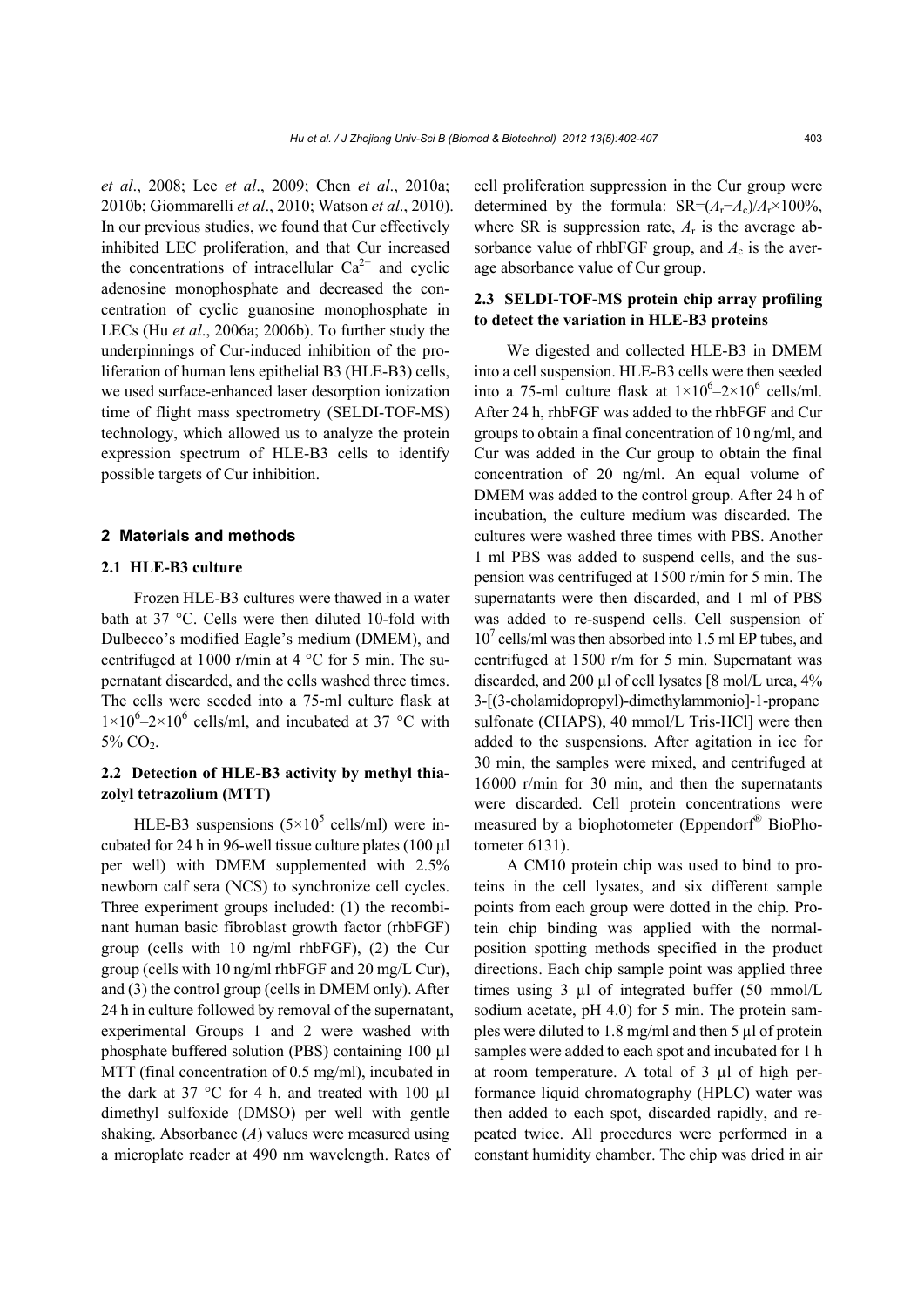*et al*., 2008; Lee *et al*., 2009; Chen *et al*., 2010a; 2010b; Giommarelli *et al*., 2010; Watson *et al*., 2010). In our previous studies, we found that Cur effectively inhibited LEC proliferation, and that Cur increased the concentrations of intracellular $Ca^{2+}$ and cyclic adenosine monophosphate and decreased the concentration of cyclic guanosine monophosphate in LECs (Hu *et al*., 2006a; 2006b). To further study the underpinnings of Cur-induced inhibition of the proliferation of human lens epithelial B3 (HLE-B3) cells, we used surface-enhanced laser desorption ionization time of flight mass spectrometry (SELDI-TOF-MS) technology, which allowed us to analyze the protein expression spectrum of HLE-B3 cells to identify possible targets of Cur inhibition.

## 2 Materials and methods

### 2.1 HLE-B3 culture

Frozen HLE-B3 cultures were thawed in a water bath at 37 °C. Cells were then diluted 10-fold with Dulbecco's modified Eagle's medium (DMEM), and centrifuged at 1000 r/min at 4 °C for 5 min. The supernatant discarded, and the cells washed three times. The cells were seeded into a 75-ml culture flask at $1\times10^6$–$2\times10^6$ cells/ml, and incubated at 37 °C with 5% $CO_2$.

### 2.2 Detection of HLE-B3 activity by methyl thiazolyl tetrazolium (MTT)

HLE-B3 suspensions ($5\times10^5$ cells/ml) were incubated for 24 h in 96-well tissue culture plates (100 µl per well) with DMEM supplemented with 2.5% newborn calf sera (NCS) to synchronize cell cycles. Three experiment groups included: (1) the recombinant human basic fibroblast growth factor (rhbFGF) group (cells with 10 ng/ml rhbFGF), (2) the Cur group (cells with 10 ng/ml rhbFGF and 20 mg/L Cur), and (3) the control group (cells in DMEM only). After 24 h in culture followed by removal of the supernatant, experimental Groups 1 and 2 were washed with phosphate buffered solution (PBS) containing 100 µl MTT (final concentration of 0.5 mg/ml), incubated in the dark at 37 °C for 4 h, and treated with 100 µl dimethyl sulfoxide (DMSO) per well with gentle shaking. Absorbance (*A*) values were measured using a microplate reader at 490 nm wavelength. Rates of cell proliferation suppression in the Cur group were determined by the formula: $\text{SR}=(A_r-A_c)/A_r\times100\%$, where SR is suppression rate, $A_r$ is the average absorbance value of rhbFGF group, and $A_c$ is the average absorbance value of Cur group.

### 2.3 SELDI-TOF-MS protein chip array profiling to detect the variation in HLE-B3 proteins

We digested and collected HLE-B3 in DMEM into a cell suspension. HLE-B3 cells were then seeded into a 75-ml culture flask at $1\times10^6$–$2\times10^6$ cells/ml. After 24 h, rhbFGF was added to the rhbFGF and Cur groups to obtain a final concentration of 10 ng/ml, and Cur was added in the Cur group to obtain the final concentration of 20 ng/ml. An equal volume of DMEM was added to the control group. After 24 h of incubation, the culture medium was discarded. The cultures were washed three times with PBS. Another 1 ml PBS was added to suspend cells, and the suspension was centrifuged at 1500 r/min for 5 min. The supernatants were then discarded, and 1 ml of PBS was added to re-suspend cells. Cell suspension of $10^7$ cells/ml was then absorbed into 1.5 ml EP tubes, and centrifuged at 1500 r/m for 5 min. Supernatant was discarded, and 200 µl of cell lysates [8 mol/L urea, 4% 3-[(3-cholamidopropyl)-dimethylammonio]-1-propane sulfonate (CHAPS), 40 mmol/L Tris-HCl] were then added to the suspensions. After agitation in ice for 30 min, the samples were mixed, and centrifuged at 16000 r/min for 30 min, and then the supernatants were discarded. Cell protein concentrations were measured by a biophotometer (Eppendorf® BioPhotometer 6131).

A CM10 protein chip was used to bind to proteins in the cell lysates, and six different sample points from each group were dotted in the chip. Protein chip binding was applied with the normal-position spotting methods specified in the product directions. Each chip sample point was applied three times using 3 µl of integrated buffer (50 mmol/L sodium acetate, pH 4.0) for 5 min. The protein samples were diluted to 1.8 mg/ml and then 5 µl of protein samples were added to each spot and incubated for 1 h at room temperature. A total of 3 µl of high performance liquid chromatography (HPLC) water was then added to each spot, discarded rapidly, and repeated twice. All procedures were performed in a constant humidity chamber. The chip was dried in air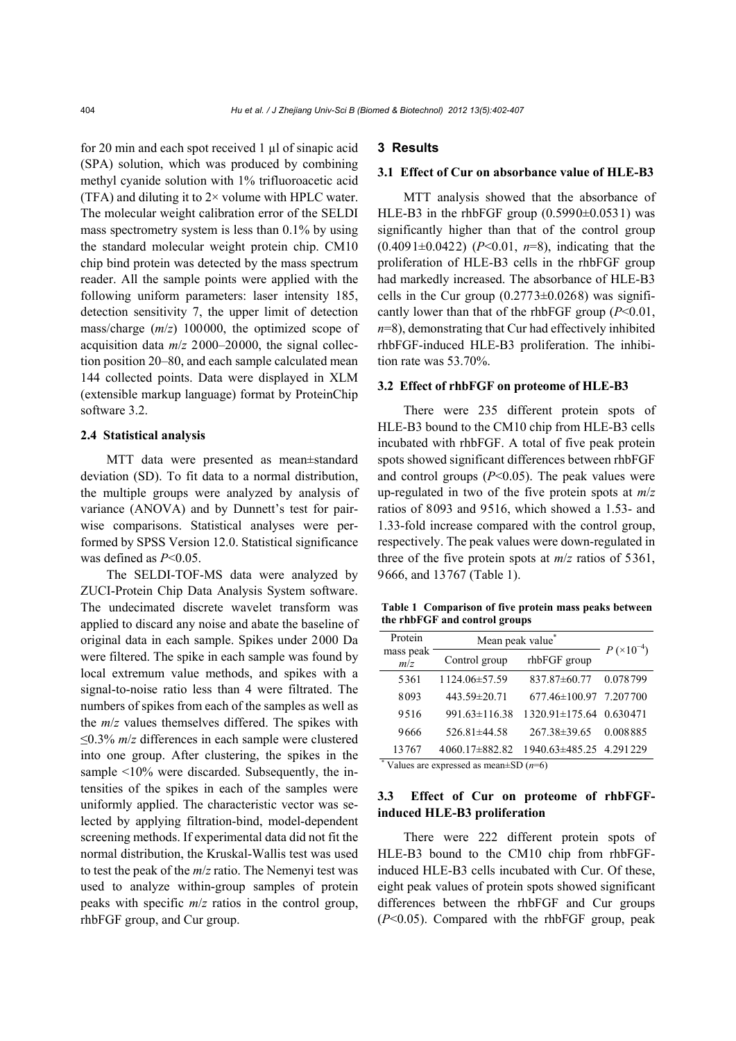for 20 min and each spot received 1 μl of sinapic acid (SPA) solution, which was produced by combining methyl cyanide solution with 1% trifluoroacetic acid (TFA) and diluting it to 2× volume with HPLC water. The molecular weight calibration error of the SELDI mass spectrometry system is less than 0.1% by using the standard molecular weight protein chip. CM10 chip bind protein was detected by the mass spectrum reader. All the sample points were applied with the following uniform parameters: laser intensity 185, detection sensitivity 7, the upper limit of detection mass/charge ($m/z$) 100000, the optimized scope of acquisition data $m/z$ 2000–20000, the signal collection position 20–80, and each sample calculated mean 144 collected points. Data were displayed in XLM (extensible markup language) format by ProteinChip software 3.2.

### 2.4 Statistical analysis

MTT data were presented as mean±standard deviation (SD). To fit data to a normal distribution, the multiple groups were analyzed by analysis of variance (ANOVA) and by Dunnett's test for pairwise comparisons. Statistical analyses were performed by SPSS Version 12.0. Statistical significance was defined as $P<0.05$.

The SELDI-TOF-MS data were analyzed by ZUCI-Protein Chip Data Analysis System software. The undecimated discrete wavelet transform was applied to discard any noise and abate the baseline of original data in each sample. Spikes under 2000 Da were filtered. The spike in each sample was found by local extremum value methods, and spikes with a signal-to-noise ratio less than 4 were filtrated. The numbers of spikes from each of the samples as well as the $m/z$ values themselves differed. The spikes with ≤0.3% $m/z$ differences in each sample were clustered into one group. After clustering, the spikes in the sample <10% were discarded. Subsequently, the intensities of the spikes in each of the samples were uniformly applied. The characteristic vector was selected by applying filtration-bind, model-dependent screening methods. If experimental data did not fit the normal distribution, the Kruskal-Wallis test was used to test the peak of the $m/z$ ratio. The Nemenyi test was used to analyze within-group samples of protein peaks with specific $m/z$ ratios in the control group, rhbFGF group, and Cur group.

## 3 Results

### 3.1 Effect of Cur on absorbance value of HLE-B3

MTT analysis showed that the absorbance of HLE-B3 in the rhbFGF group (0.5990±0.0531) was significantly higher than that of the control group (0.4091±0.0422) ($P<0.01$, $n=8$), indicating that the proliferation of HLE-B3 cells in the rhbFGF group had markedly increased. The absorbance of HLE-B3 cells in the Cur group (0.2773±0.0268) was significantly lower than that of the rhbFGF group ($P<0.01$, $n=8$), demonstrating that Cur had effectively inhibited rhbFGF-induced HLE-B3 proliferation. The inhibition rate was 53.70%.

### 3.2 Effect of rhbFGF on proteome of HLE-B3

There were 235 different protein spots of HLE-B3 bound to the CM10 chip from HLE-B3 cells incubated with rhbFGF. A total of five peak protein spots showed significant differences between rhbFGF and control groups ($P<0.05$). The peak values were up-regulated in two of the five protein spots at $m/z$ ratios of 8093 and 9516, which showed a 1.53- and 1.33-fold increase compared with the control group, respectively. The peak values were down-regulated in three of the five protein spots at $m/z$ ratios of 5361, 9666, and 13767 (Table 1).

**Table 1 Comparison of five protein mass peaks between the rhbFGF and control groups**

| Protein mass peak $m/z$ | Mean peak value* | | $P$ ($\times10^{-4}$) |
|---|---|---|---|
| | Control group | rhbFGF group | |
| 5361 | 1124.06±57.59 | 837.87±60.77 | 0.078799 |
| 8093 | 443.59±20.71 | 677.46±100.97 | 7.207700 |
| 9516 | 991.63±116.38 | 1320.91±175.64 | 0.630471 |
| 9666 | 526.81±44.58 | 267.38±39.65 | 0.008885 |
| 13767 | 4060.17±882.82 | 1940.63±485.25 | 4.291229 |

* Values are expressed as mean±SD ($n=6$)

### 3.3 Effect of Cur on proteome of rhbFGF-induced HLE-B3 proliferation

There were 222 different protein spots of HLE-B3 bound to the CM10 chip from rhbFGF-induced HLE-B3 cells incubated with Cur. Of these, eight peak values of protein spots showed significant differences between the rhbFGF and Cur groups ($P<0.05$). Compared with the rhbFGF group, peak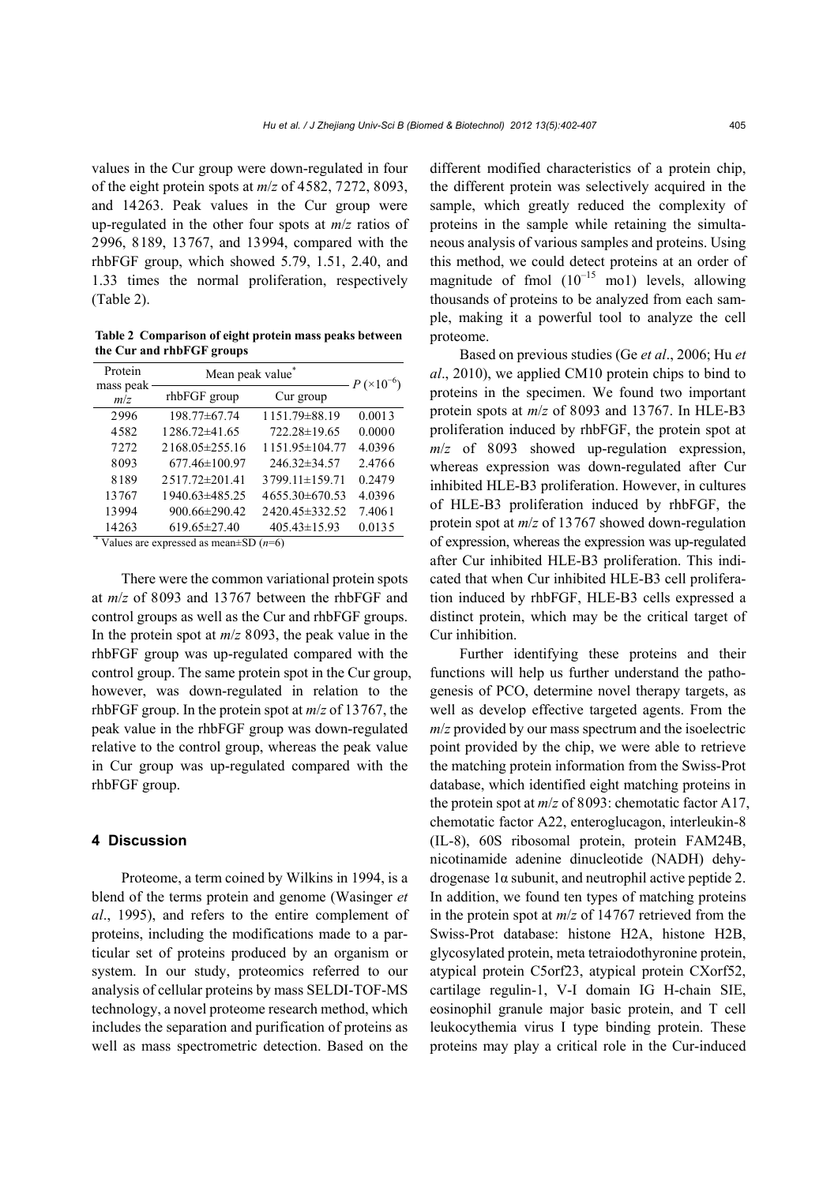values in the Cur group were down-regulated in four of the eight protein spots at *m*/*z* of 4582, 7272, 8093, and 14263. Peak values in the Cur group were up-regulated in the other four spots at *m*/*z* ratios of 2996, 8189, 13767, and 13994, compared with the rhbFGF group, which showed 5.79, 1.51, 2.40, and 1.33 times the normal proliferation, respectively (Table 2).

**Table 2 Comparison of eight protein mass peaks between the Cur and rhbFGF groups**

| Protein mass peak *m*/*z* | Mean peak value* | | $P$ ($\times10^{-6}$) |
|---|---|---|---|
| | rhbFGF group | Cur group | |
| 2996 | 198.77±67.74 | 1151.79±88.19 | 0.0013 |
| 4582 | 1286.72±41.65 | 722.28±19.65 | 0.0000 |
| 7272 | 2168.05±255.16 | 1151.95±104.77 | 4.0396 |
| 8093 | 677.46±100.97 | 246.32±34.57 | 2.4766 |
| 8189 | 2517.72±201.41 | 3799.11±159.71 | 0.2479 |
| 13767 | 1940.63±485.25 | 4655.30±670.53 | 4.0396 |
| 13994 | 900.66±290.42 | 2420.45±332.52 | 7.4061 |
| 14263 | 619.65±27.40 | 405.43±15.93 | 0.0135 |

* Values are expressed as mean±SD ($n$=6)

There were the common variational protein spots at *m*/*z* of 8093 and 13767 between the rhbFGF and control groups as well as the Cur and rhbFGF groups. In the protein spot at *m*/*z* 8093, the peak value in the rhbFGF group was up-regulated compared with the control group. The same protein spot in the Cur group, however, was down-regulated in relation to the rhbFGF group. In the protein spot at *m*/*z* of 13767, the peak value in the rhbFGF group was down-regulated relative to the control group, whereas the peak value in Cur group was up-regulated compared with the rhbFGF group.

## 4 Discussion

Proteome, a term coined by Wilkins in 1994, is a blend of the terms protein and genome (Wasinger *et al*., 1995), and refers to the entire complement of proteins, including the modifications made to a particular set of proteins produced by an organism or system. In our study, proteomics referred to our analysis of cellular proteins by mass SELDI-TOF-MS technology, a novel proteome research method, which includes the separation and purification of proteins as well as mass spectrometric detection. Based on the different modified characteristics of a protein chip, the different protein was selectively acquired in the sample, which greatly reduced the complexity of proteins in the sample while retaining the simultaneous analysis of various samples and proteins. Using this method, we could detect proteins at an order of magnitude of fmol ($10^{-15}$ mo1) levels, allowing thousands of proteins to be analyzed from each sample, making it a powerful tool to analyze the cell proteome.

Based on previous studies (Ge *et al*., 2006; Hu *et al*., 2010), we applied CM10 protein chips to bind to proteins in the specimen. We found two important protein spots at *m*/*z* of 8093 and 13767. In HLE-B3 proliferation induced by rhbFGF, the protein spot at *m*/*z* of 8093 showed up-regulation expression, whereas expression was down-regulated after Cur inhibited HLE-B3 proliferation. However, in cultures of HLE-B3 proliferation induced by rhbFGF, the protein spot at *m*/*z* of 13767 showed down-regulation of expression, whereas the expression was up-regulated after Cur inhibited HLE-B3 proliferation. This indicated that when Cur inhibited HLE-B3 cell proliferation induced by rhbFGF, HLE-B3 cells expressed a distinct protein, which may be the critical target of Cur inhibition.

Further identifying these proteins and their functions will help us further understand the pathogenesis of PCO, determine novel therapy targets, as well as develop effective targeted agents. From the *m*/*z* provided by our mass spectrum and the isoelectric point provided by the chip, we were able to retrieve the matching protein information from the Swiss-Prot database, which identified eight matching proteins in the protein spot at *m*/*z* of 8093: chemotatic factor A17, chemotatic factor A22, enteroglucagon, interleukin-8 (IL-8), 60S ribosomal protein, protein FAM24B, nicotinamide adenine dinucleotide (NADH) dehydrogenase 1α subunit, and neutrophil active peptide 2. In addition, we found ten types of matching proteins in the protein spot at *m*/*z* of 14767 retrieved from the Swiss-Prot database: histone H2A, histone H2B, glycosylated protein, meta tetraiodothyronine protein, atypical protein C5orf23, atypical protein CXorf52, cartilage regulin-1, V-I domain IG H-chain SIE, eosinophil granule major basic protein, and T cell leukocythemia virus I type binding protein. These proteins may play a critical role in the Cur-induced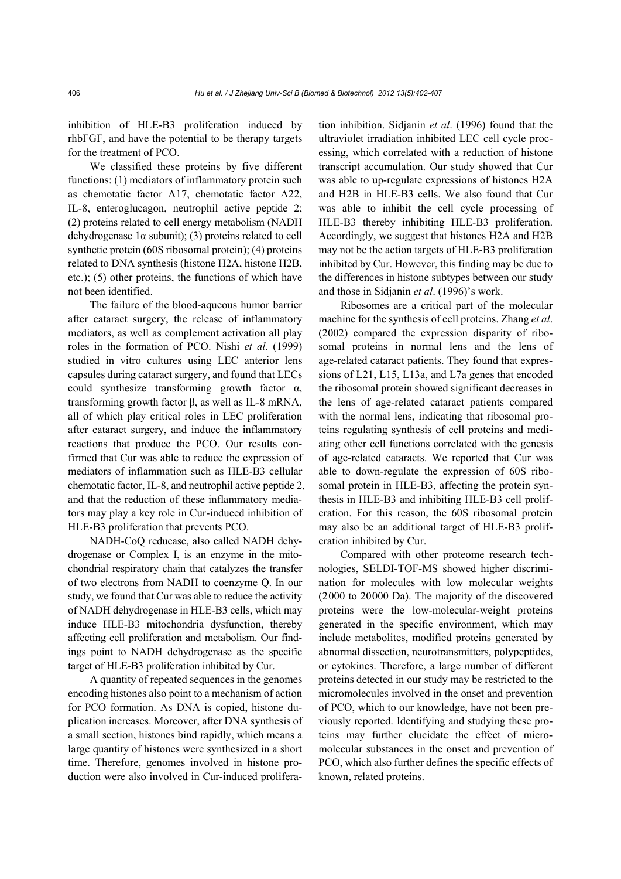inhibition of HLE-B3 proliferation induced by rhbFGF, and have the potential to be therapy targets for the treatment of PCO.

We classified these proteins by five different functions: (1) mediators of inflammatory protein such as chemotatic factor A17, chemotatic factor A22, IL-8, enteroglucagon, neutrophil active peptide 2; (2) proteins related to cell energy metabolism (NADH dehydrogenase 1α subunit); (3) proteins related to cell synthetic protein (60S ribosomal protein); (4) proteins related to DNA synthesis (histone H2A, histone H2B, etc.); (5) other proteins, the functions of which have not been identified.

The failure of the blood-aqueous humor barrier after cataract surgery, the release of inflammatory mediators, as well as complement activation all play roles in the formation of PCO. Nishi *et al*. (1999) studied in vitro cultures using LEC anterior lens capsules during cataract surgery, and found that LECs could synthesize transforming growth factor α, transforming growth factor β, as well as IL-8 mRNA, all of which play critical roles in LEC proliferation after cataract surgery, and induce the inflammatory reactions that produce the PCO. Our results confirmed that Cur was able to reduce the expression of mediators of inflammation such as HLE-B3 cellular chemotatic factor, IL-8, and neutrophil active peptide 2, and that the reduction of these inflammatory mediators may play a key role in Cur-induced inhibition of HLE-B3 proliferation that prevents PCO.

NADH-CoQ reducase, also called NADH dehydrogenase or Complex I, is an enzyme in the mitochondrial respiratory chain that catalyzes the transfer of two electrons from NADH to coenzyme Q. In our study, we found that Cur was able to reduce the activity of NADH dehydrogenase in HLE-B3 cells, which may induce HLE-B3 mitochondria dysfunction, thereby affecting cell proliferation and metabolism. Our findings point to NADH dehydrogenase as the specific target of HLE-B3 proliferation inhibited by Cur.

A quantity of repeated sequences in the genomes encoding histones also point to a mechanism of action for PCO formation. As DNA is copied, histone duplication increases. Moreover, after DNA synthesis of a small section, histones bind rapidly, which means a large quantity of histones were synthesized in a short time. Therefore, genomes involved in histone production were also involved in Cur-induced proliferation inhibition. Sidjanin *et al*. (1996) found that the ultraviolet irradiation inhibited LEC cell cycle processing, which correlated with a reduction of histone transcript accumulation. Our study showed that Cur was able to up-regulate expressions of histones H2A and H2B in HLE-B3 cells. We also found that Cur was able to inhibit the cell cycle processing of HLE-B3 thereby inhibiting HLE-B3 proliferation. Accordingly, we suggest that histones H2A and H2B may not be the action targets of HLE-B3 proliferation inhibited by Cur. However, this finding may be due to the differences in histone subtypes between our study and those in Sidjanin *et al*. (1996)'s work.

Ribosomes are a critical part of the molecular machine for the synthesis of cell proteins. Zhang *et al*. (2002) compared the expression disparity of ribosomal proteins in normal lens and the lens of age-related cataract patients. They found that expressions of L21, L15, L13a, and L7a genes that encoded the ribosomal protein showed significant decreases in the lens of age-related cataract patients compared with the normal lens, indicating that ribosomal proteins regulating synthesis of cell proteins and mediating other cell functions correlated with the genesis of age-related cataracts. We reported that Cur was able to down-regulate the expression of 60S ribosomal protein in HLE-B3, affecting the protein synthesis in HLE-B3 and inhibiting HLE-B3 cell proliferation. For this reason, the 60S ribosomal protein may also be an additional target of HLE-B3 proliferation inhibited by Cur.

Compared with other proteome research technologies, SELDI-TOF-MS showed higher discrimination for molecules with low molecular weights (2000 to 20000 Da). The majority of the discovered proteins were the low-molecular-weight proteins generated in the specific environment, which may include metabolites, modified proteins generated by abnormal dissection, neurotransmitters, polypeptides, or cytokines. Therefore, a large number of different proteins detected in our study may be restricted to the micromolecules involved in the onset and prevention of PCO, which to our knowledge, have not been previously reported. Identifying and studying these proteins may further elucidate the effect of micromolecular substances in the onset and prevention of PCO, which also further defines the specific effects of known, related proteins.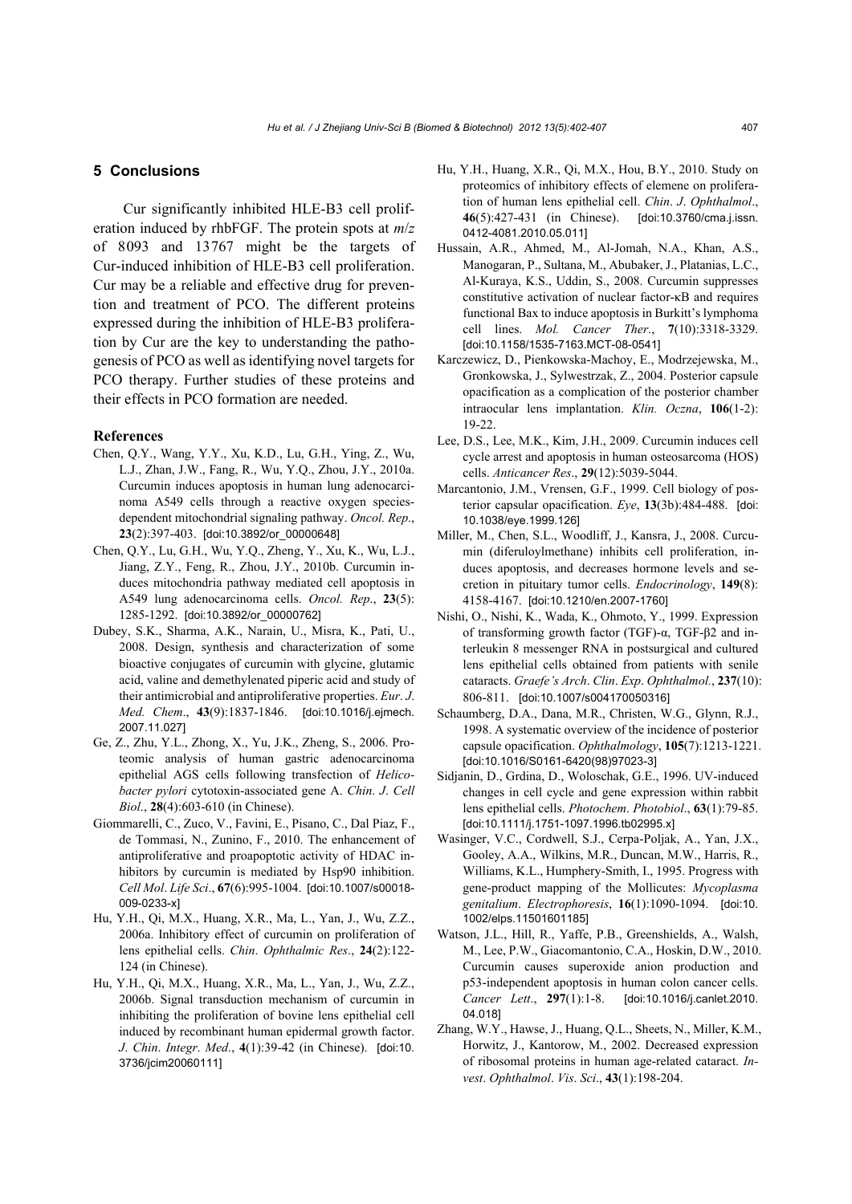## 5 Conclusions

Cur significantly inhibited HLE-B3 cell proliferation induced by rhbFGF. The protein spots at *m*/*z* of 8093 and 13767 might be the targets of Cur-induced inhibition of HLE-B3 cell proliferation. Cur may be a reliable and effective drug for prevention and treatment of PCO. The different proteins expressed during the inhibition of HLE-B3 proliferation by Cur are the key to understanding the pathogenesis of PCO as well as identifying novel targets for PCO therapy. Further studies of these proteins and their effects in PCO formation are needed.

### References

Chen, Q.Y., Wang, Y.Y., Xu, K.D., Lu, G.H., Ying, Z., Wu, L.J., Zhan, J.W., Fang, R., Wu, Y.Q., Zhou, J.Y., 2010a. Curcumin induces apoptosis in human lung adenocarcinoma A549 cells through a reactive oxygen species-dependent mitochondrial signaling pathway. *Oncol. Rep.*, **23**(2):397-403. [doi:10.3892/or_00000648]

Chen, Q.Y., Lu, G.H., Wu, Y.Q., Zheng, Y., Xu, K., Wu, L.J., Jiang, Z.Y., Feng, R., Zhou, J.Y., 2010b. Curcumin induces mitochondria pathway mediated cell apoptosis in A549 lung adenocarcinoma cells. *Oncol. Rep*., **23**(5): 1285-1292. [doi:10.3892/or_00000762]

Dubey, S.K., Sharma, A.K., Narain, U., Misra, K., Pati, U., 2008. Design, synthesis and characterization of some bioactive conjugates of curcumin with glycine, glutamic acid, valine and demethylenated piperic acid and study of their antimicrobial and antiproliferative properties. *Eur*. *J*. *Med. Chem*., **43**(9):1837-1846. [doi:10.1016/j.ejmech. 2007.11.027]

Ge, Z., Zhu, Y.L., Zhong, X., Yu, J.K., Zheng, S., 2006. Proteomic analysis of human gastric adenocarcinoma epithelial AGS cells following transfection of *Helicobacter pylori* cytotoxin-associated gene A. *Chin*. *J*. *Cell Biol*., **28**(4):603-610 (in Chinese).

Giommarelli, C., Zuco, V., Favini, E., Pisano, C., Dal Piaz, F., de Tommasi, N., Zunino, F., 2010. The enhancement of antiproliferative and proapoptotic activity of HDAC inhibitors by curcumin is mediated by Hsp90 inhibition. *Cell Mol*. *Life Sci*., **67**(6):995-1004. [doi:10.1007/s00018-009-0233-x]

Hu, Y.H., Qi, M.X., Huang, X.R., Ma, L., Yan, J., Wu, Z.Z., 2006a. Inhibitory effect of curcumin on proliferation of lens epithelial cells. *Chin*. *Ophthalmic Res*., **24**(2):122-124 (in Chinese).

Hu, Y.H., Qi, M.X., Huang, X.R., Ma, L., Yan, J., Wu, Z.Z., 2006b. Signal transduction mechanism of curcumin in inhibiting the proliferation of bovine lens epithelial cell induced by recombinant human epidermal growth factor. *J*. *Chin*. *Integr*. *Med*., **4**(1):39-42 (in Chinese). [doi:10. 3736/jcim20060111]

Hu, Y.H., Huang, X.R., Qi, M.X., Hou, B.Y., 2010. Study on proteomics of inhibitory effects of elemene on proliferation of human lens epithelial cell. *Chin*. *J*. *Ophthalmol*., **46**(5):427-431 (in Chinese). [doi:10.3760/cma.j.issn. 0412-4081.2010.05.011]

Hussain, A.R., Ahmed, M., Al-Jomah, N.A., Khan, A.S., Manogaran, P., Sultana, M., Abubaker, J., Platanias, L.C., Al-Kuraya, K.S., Uddin, S., 2008. Curcumin suppresses constitutive activation of nuclear factor-κB and requires functional Bax to induce apoptosis in Burkitt's lymphoma cell lines. *Mol. Cancer Ther*., **7**(10):3318-3329. [doi:10.1158/1535-7163.MCT-08-0541]

Karczewicz, D., Pienkowska-Machoy, E., Modrzejewska, M., Gronkowska, J., Sylwestrzak, Z., 2004. Posterior capsule opacification as a complication of the posterior chamber intraocular lens implantation. *Klin. Oczna*, **106**(1-2): 19-22.

Lee, D.S., Lee, M.K., Kim, J.H., 2009. Curcumin induces cell cycle arrest and apoptosis in human osteosarcoma (HOS) cells. *Anticancer Res*., **29**(12):5039-5044.

Marcantonio, J.M., Vrensen, G.F., 1999. Cell biology of posterior capsular opacification. *Eye*, **13**(3b):484-488. [doi: 10.1038/eye.1999.126]

Miller, M., Chen, S.L., Woodliff, J., Kansra, J., 2008. Curcumin (diferuloylmethane) inhibits cell proliferation, induces apoptosis, and decreases hormone levels and secretion in pituitary tumor cells. *Endocrinology*, **149**(8): 4158-4167. [doi:10.1210/en.2007-1760]

Nishi, O., Nishi, K., Wada, K., Ohmoto, Y., 1999. Expression of transforming growth factor (TGF)-α, TGF-β2 and interleukin 8 messenger RNA in postsurgical and cultured lens epithelial cells obtained from patients with senile cataracts. *Graefe's Arch*. *Clin*. *Exp*. *Ophthalmol*., **237**(10): 806-811. [doi:10.1007/s004170050316]

Schaumberg, D.A., Dana, M.R., Christen, W.G., Glynn, R.J., 1998. A systematic overview of the incidence of posterior capsule opacification. *Ophthalmology*, **105**(7):1213-1221. [doi:10.1016/S0161-6420(98)97023-3]

Sidjanin, D., Grdina, D., Woloschak, G.E., 1996. UV-induced changes in cell cycle and gene expression within rabbit lens epithelial cells. *Photochem*. *Photobiol*., **63**(1):79-85. [doi:10.1111/j.1751-1097.1996.tb02995.x]

Wasinger, V.C., Cordwell, S.J., Cerpa-Poljak, A., Yan, J.X., Gooley, A.A., Wilkins, M.R., Duncan, M.W., Harris, R., Williams, K.L., Humphery-Smith, I., 1995. Progress with gene-product mapping of the Mollicutes: *Mycoplasma genitalium*. *Electrophoresis*, **16**(1):1090-1094. [doi:10. 1002/elps.11501601185]

Watson, J.L., Hill, R., Yaffe, P.B., Greenshields, A., Walsh, M., Lee, P.W., Giacomantonio, C.A., Hoskin, D.W., 2010. Curcumin causes superoxide anion production and p53-independent apoptosis in human colon cancer cells. *Cancer Lett*., **297**(1):1-8. [doi:10.1016/j.canlet.2010. 04.018]

Zhang, W.Y., Hawse, J., Huang, Q.L., Sheets, N., Miller, K.M., Horwitz, J., Kantorow, M., 2002. Decreased expression of ribosomal proteins in human age-related cataract. *Invest*. *Ophthalmol*. *Vis*. *Sci*., **43**(1):198-204.